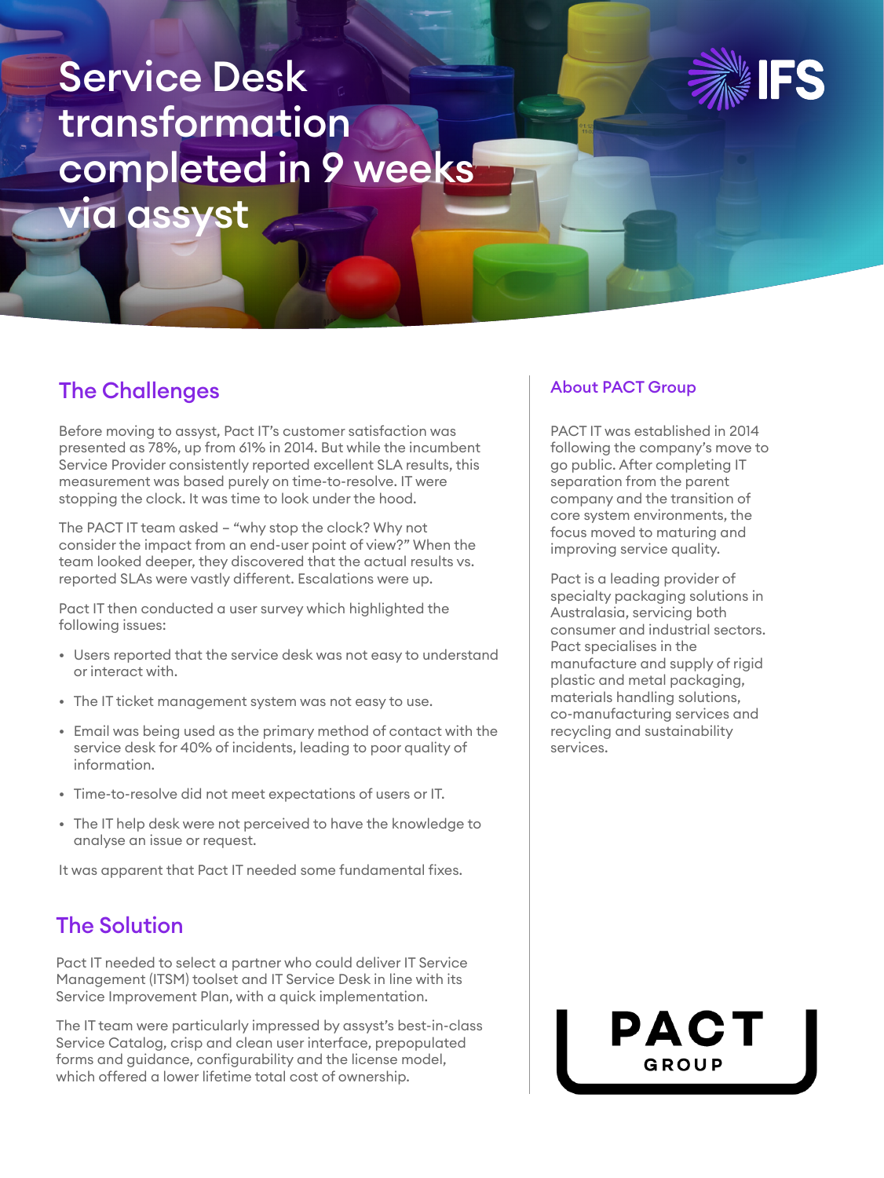# Service Desk transformation completed in 9 weeks via assyst

## The Challenges

Before moving to assyst, Pact IT's customer satisfaction was presented as 78%, up from 61% in 2014. But while the incumbent Service Provider consistently reported excellent SLA results, this measurement was based purely on time-to-resolve. IT were stopping the clock. It was time to look under the hood.

The PACT IT team asked – "why stop the clock? Why not consider the impact from an end-user point of view?" When the team looked deeper, they discovered that the actual results vs. reported SLAs were vastly different. Escalations were up.

Pact IT then conducted a user survey which highlighted the following issues:

- Users reported that the service desk was not easy to understand or interact with.
- The IT ticket management system was not easy to use.
- Email was being used as the primary method of contact with the service desk for 40% of incidents, leading to poor quality of information.
- Time-to-resolve did not meet expectations of users or IT.
- The IT help desk were not perceived to have the knowledge to analyse an issue or request.

It was apparent that Pact IT needed some fundamental fixes.

## The Solution

Pact IT needed to select a partner who could deliver IT Service Management (ITSM) toolset and IT Service Desk in line with its Service Improvement Plan, with a quick implementation.

The IT team were particularly impressed by assyst's best-in-class Service Catalog, crisp and clean user interface, prepopulated forms and guidance, configurability and the license model, which offered a lower lifetime total cost of ownership.

### About PACT Group

PACT IT was established in 2014 following the company's move to go public. After completing IT separation from the parent company and the transition of core system environments, the focus moved to maturing and improving service quality.

Pact is a leading provider of specialty packaging solutions in Australasia, servicing both consumer and industrial sectors. Pact specialises in the manufacture and supply of rigid plastic and metal packaging, materials handling solutions, co-manufacturing services and recycling and sustainability services.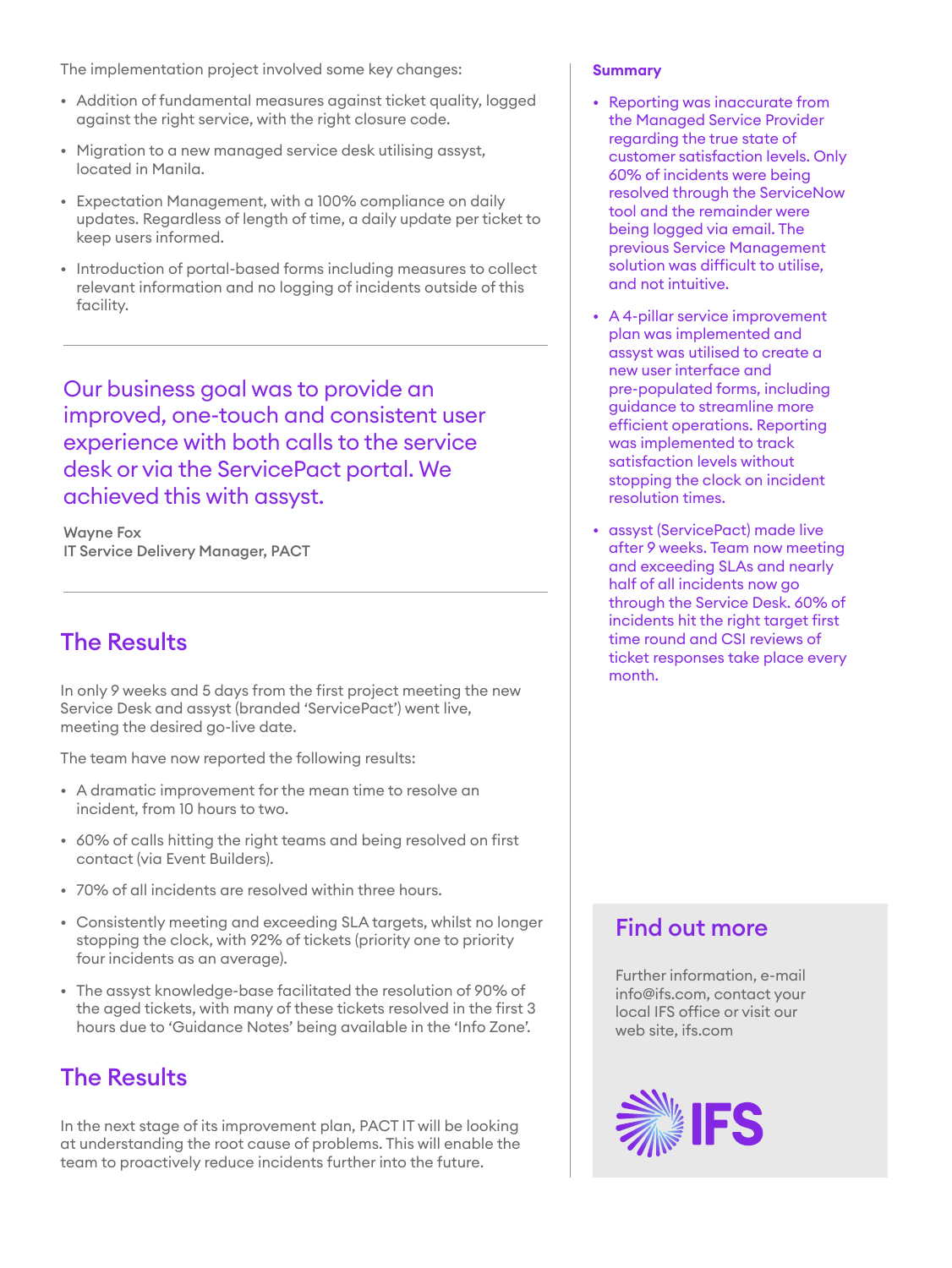The implementation project involved some key changes:

- Addition of fundamental measures against ticket quality, logged against the right service, with the right closure code.
- Migration to a new managed service desk utilising assyst, located in Manila.
- Expectation Management, with a 100% compliance on daily updates. Regardless of length of time, a daily update per ticket to keep users informed.
- Introduction of portal-based forms including measures to collect relevant information and no logging of incidents outside of this facility.

---

Our business goal was to provide an improved, one-touch and consistent user experience with both calls to the service desk or via the ServicePact portal. We achieved this with assyst.

Wayne Fox
IT Service Delivery Manager, PACT

---

## The Results

In only 9 weeks and 5 days from the first project meeting the new Service Desk and assyst (branded 'ServicePact') went live, meeting the desired go-live date.

The team have now reported the following results:

- A dramatic improvement for the mean time to resolve an incident, from 10 hours to two.
- 60% of calls hitting the right teams and being resolved on first contact (via Event Builders).
- 70% of all incidents are resolved within three hours.
- Consistently meeting and exceeding SLA targets, whilst no longer stopping the clock, with 92% of tickets (priority one to priority four incidents as an average).
- The assyst knowledge-base facilitated the resolution of 90% of the aged tickets, with many of these tickets resolved in the first 3 hours due to 'Guidance Notes' being available in the 'Info Zone'.

## The Results

In the next stage of its improvement plan, PACT IT will be looking at understanding the root cause of problems. This will enable the team to proactively reduce incidents further into the future.

**Summary**

- Reporting was inaccurate from the Managed Service Provider regarding the true state of customer satisfaction levels. Only 60% of incidents were being resolved through the ServiceNow tool and the remainder were being logged via email. The previous Service Management solution was difficult to utilise, and not intuitive.
- A 4-pillar service improvement plan was implemented and assyst was utilised to create a new user interface and pre-populated forms, including guidance to streamline more efficient operations. Reporting was implemented to track satisfaction levels without stopping the clock on incident resolution times.
- assyst (ServicePact) made live after 9 weeks. Team now meeting and exceeding SLAs and nearly half of all incidents now go through the Service Desk. 60% of incidents hit the right target first time round and CSI reviews of ticket responses take place every month.

## Find out more

Further information, e-mail info@ifs.com, contact your local IFS office or visit our web site, ifs.com

IFS